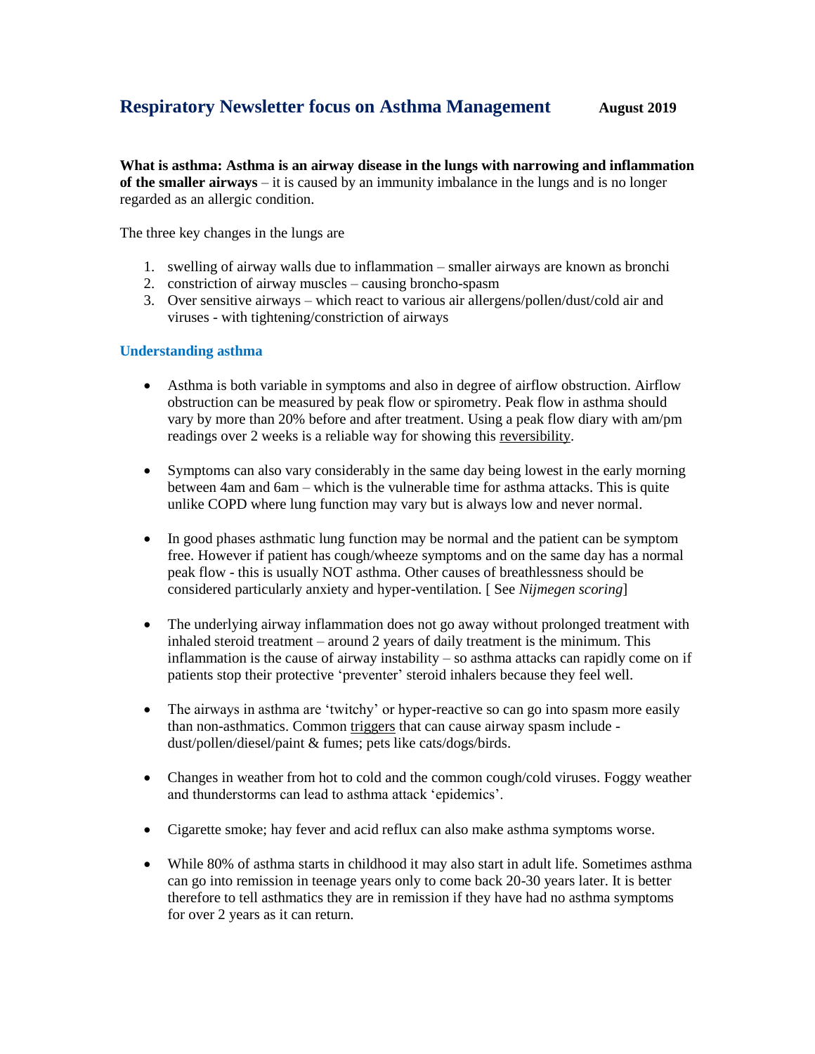# Respiratory Newsletter focus on Asthma Management    August 2019

**What is asthma: Asthma is an airway disease in the lungs with narrowing and inflammation of the smaller airways** – it is caused by an immunity imbalance in the lungs and is no longer regarded as an allergic condition.

The three key changes in the lungs are

1. swelling of airway walls due to inflammation – smaller airways are known as bronchi
2. constriction of airway muscles – causing broncho-spasm
3. Over sensitive airways – which react to various air allergens/pollen/dust/cold air and viruses - with tightening/constriction of airways

## Understanding asthma

- Asthma is both variable in symptoms and also in degree of airflow obstruction. Airflow obstruction can be measured by peak flow or spirometry. Peak flow in asthma should vary by more than 20% before and after treatment. Using a peak flow diary with am/pm readings over 2 weeks is a reliable way for showing this reversibility.

- Symptoms can also vary considerably in the same day being lowest in the early morning between 4am and 6am – which is the vulnerable time for asthma attacks. This is quite unlike COPD where lung function may vary but is always low and never normal.

- In good phases asthmatic lung function may be normal and the patient can be symptom free. However if patient has cough/wheeze symptoms and on the same day has a normal peak flow - this is usually NOT asthma. Other causes of breathlessness should be considered particularly anxiety and hyper-ventilation. [ See *Nijmegen scoring*]

- The underlying airway inflammation does not go away without prolonged treatment with inhaled steroid treatment – around 2 years of daily treatment is the minimum. This inflammation is the cause of airway instability – so asthma attacks can rapidly come on if patients stop their protective 'preventer' steroid inhalers because they feel well.

- The airways in asthma are 'twitchy' or hyper-reactive so can go into spasm more easily than non-asthmatics. Common triggers that can cause airway spasm include - dust/pollen/diesel/paint & fumes; pets like cats/dogs/birds.

- Changes in weather from hot to cold and the common cough/cold viruses. Foggy weather and thunderstorms can lead to asthma attack 'epidemics'.

- Cigarette smoke; hay fever and acid reflux can also make asthma symptoms worse.

- While 80% of asthma starts in childhood it may also start in adult life. Sometimes asthma can go into remission in teenage years only to come back 20-30 years later. It is better therefore to tell asthmatics they are in remission if they have had no asthma symptoms for over 2 years as it can return.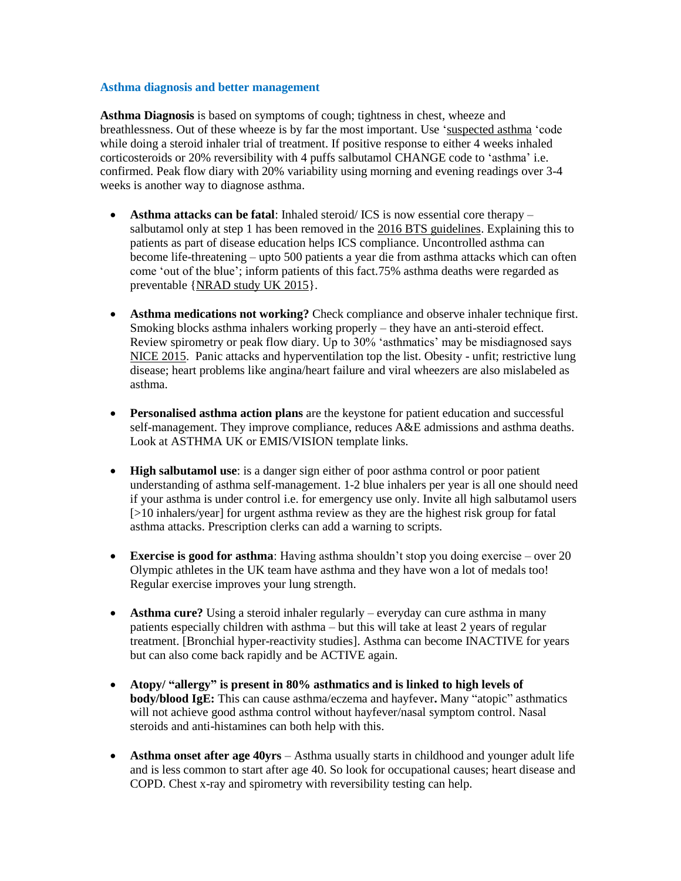### Asthma diagnosis and better management

**Asthma Diagnosis** is based on symptoms of cough; tightness in chest, wheeze and breathlessness. Out of these wheeze is by far the most important. Use 'suspected asthma 'code while doing a steroid inhaler trial of treatment. If positive response to either 4 weeks inhaled corticosteroids or 20% reversibility with 4 puffs salbutamol CHANGE code to 'asthma' i.e. confirmed. Peak flow diary with 20% variability using morning and evening readings over 3-4 weeks is another way to diagnose asthma.

- **Asthma attacks can be fatal**: Inhaled steroid/ ICS is now essential core therapy – salbutamol only at step 1 has been removed in the 2016 BTS guidelines. Explaining this to patients as part of disease education helps ICS compliance. Uncontrolled asthma can become life-threatening – upto 500 patients a year die from asthma attacks which can often come 'out of the blue'; inform patients of this fact.75% asthma deaths were regarded as preventable {NRAD study UK 2015}.

- **Asthma medications not working?** Check compliance and observe inhaler technique first. Smoking blocks asthma inhalers working properly – they have an anti-steroid effect. Review spirometry or peak flow diary. Up to 30% 'asthmatics' may be misdiagnosed says NICE 2015. Panic attacks and hyperventilation top the list. Obesity - unfit; restrictive lung disease; heart problems like angina/heart failure and viral wheezers are also mislabeled as asthma.

- **Personalised asthma action plans** are the keystone for patient education and successful self-management. They improve compliance, reduces A&E admissions and asthma deaths. Look at ASTHMA UK or EMIS/VISION template links.

- **High salbutamol use**: is a danger sign either of poor asthma control or poor patient understanding of asthma self-management. 1-2 blue inhalers per year is all one should need if your asthma is under control i.e. for emergency use only. Invite all high salbutamol users [>10 inhalers/year] for urgent asthma review as they are the highest risk group for fatal asthma attacks. Prescription clerks can add a warning to scripts.

- **Exercise is good for asthma**: Having asthma shouldn't stop you doing exercise – over 20 Olympic athletes in the UK team have asthma and they have won a lot of medals too! Regular exercise improves your lung strength.

- **Asthma cure?** Using a steroid inhaler regularly – everyday can cure asthma in many patients especially children with asthma – but this will take at least 2 years of regular treatment. [Bronchial hyper-reactivity studies]. Asthma can become INACTIVE for years but can also come back rapidly and be ACTIVE again.

- **Atopy/ "allergy" is present in 80% asthmatics and is linked to high levels of body/blood IgE:** This can cause asthma/eczema and hayfever**.** Many "atopic" asthmatics will not achieve good asthma control without hayfever/nasal symptom control. Nasal steroids and anti-histamines can both help with this.

- **Asthma onset after age 40yrs** – Asthma usually starts in childhood and younger adult life and is less common to start after age 40. So look for occupational causes; heart disease and COPD. Chest x-ray and spirometry with reversibility testing can help.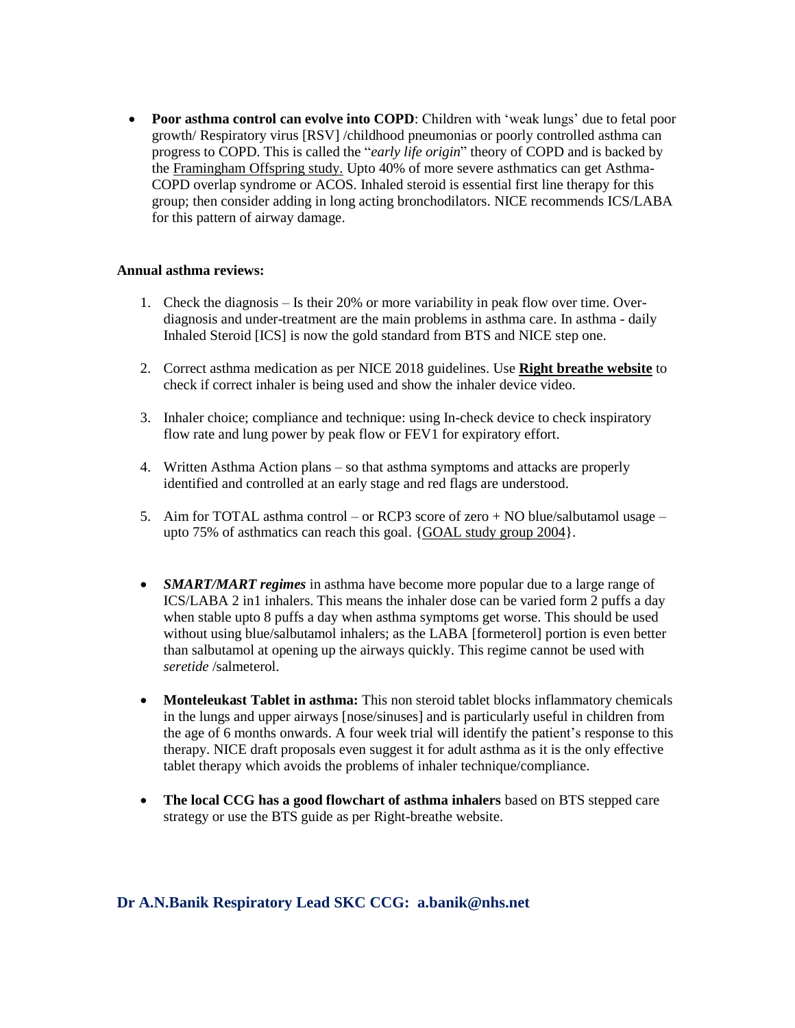- **Poor asthma control can evolve into COPD**: Children with 'weak lungs' due to fetal poor growth/ Respiratory virus [RSV] /childhood pneumonias or poorly controlled asthma can progress to COPD. This is called the "*early life origin*" theory of COPD and is backed by the Framingham Offspring study. Upto 40% of more severe asthmatics can get Asthma-COPD overlap syndrome or ACOS. Inhaled steroid is essential first line therapy for this group; then consider adding in long acting bronchodilators. NICE recommends ICS/LABA for this pattern of airway damage.

**Annual asthma reviews:**

1. Check the diagnosis – Is their 20% or more variability in peak flow over time. Over-diagnosis and under-treatment are the main problems in asthma care. In asthma - daily Inhaled Steroid [ICS] is now the gold standard from BTS and NICE step one.

2. Correct asthma medication as per NICE 2018 guidelines. Use **Right breathe website** to check if correct inhaler is being used and show the inhaler device video.

3. Inhaler choice; compliance and technique: using In-check device to check inspiratory flow rate and lung power by peak flow or FEV1 for expiratory effort.

4. Written Asthma Action plans – so that asthma symptoms and attacks are properly identified and controlled at an early stage and red flags are understood.

5. Aim for TOTAL asthma control – or RCP3 score of zero + NO blue/salbutamol usage – upto 75% of asthmatics can reach this goal. {GOAL study group 2004}.

- ***SMART/MART regimes*** in asthma have become more popular due to a large range of ICS/LABA 2 in1 inhalers. This means the inhaler dose can be varied form 2 puffs a day when stable upto 8 puffs a day when asthma symptoms get worse. This should be used without using blue/salbutamol inhalers; as the LABA [formeterol] portion is even better than salbutamol at opening up the airways quickly. This regime cannot be used with *seretide* /salmeterol.

- **Monteleukast Tablet in asthma:** This non steroid tablet blocks inflammatory chemicals in the lungs and upper airways [nose/sinuses] and is particularly useful in children from the age of 6 months onwards. A four week trial will identify the patient's response to this therapy. NICE draft proposals even suggest it for adult asthma as it is the only effective tablet therapy which avoids the problems of inhaler technique/compliance.

- **The local CCG has a good flowchart of asthma inhalers** based on BTS stepped care strategy or use the BTS guide as per Right-breathe website.

**Dr A.N.Banik Respiratory Lead SKC CCG: a.banik@nhs.net**